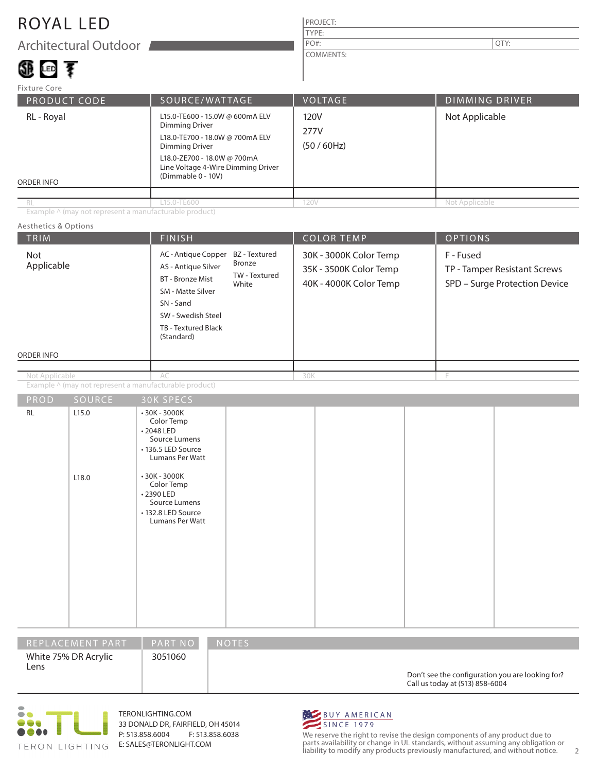# ROYAL LED

## Architectural Outdoor

| PROJECT: | |
|---|---|
| TYPE: | |
| PO#: | QTY: |
| COMMENTS: | |

Fixture Core

| PRODUCT CODE | SOURCE/WATTAGE | VOLTAGE | DIMMING DRIVER |
|---|---|---|---|
| RL - Royal | L15.0-TE600 - 15.0W @ 600mA ELV Dimming Driver<br>L18.0-TE700 - 18.0W @ 700mA ELV Dimming Driver<br>L18.0-ZE700 - 18.0W @ 700mA Line Voltage 4-Wire Dimming Driver (Dimmable 0 - 10V) | 120V<br>277V<br>(50 / 60Hz) | Not Applicable |
| ORDER INFO | | | |
| RL | L15.0-TE600 | 120V | Not Applicable |

Example ^ (may not represent a manufacturable product)

Aesthetics & Options

| TRIM | FINISH | COLOR TEMP | OPTIONS |
|---|---|---|---|
| Not Applicable | AC - Antique Copper<br>AS - Antique Silver<br>BT - Bronze Mist<br>SM - Matte Silver<br>SN - Sand<br>SW - Swedish Steel<br>TB - Textured Black (Standard)<br>BZ - Textured Bronze<br>TW - Textured White | 30K - 3000K Color Temp<br>35K - 3500K Color Temp<br>40K - 4000K Color Temp | F - Fused<br>TP - Tamper Resistant Screws<br>SPD – Surge Protection Device |
| ORDER INFO | | | |
| Not Applicable | AC | 30K | F |

Example ^ (may not represent a manufacturable product)

| PROD | SOURCE | 30K SPECS |
|---|---|---|
| RL | L15.0 | • 30K - 3000K Color Temp<br>• 2048 LED Source Lumens<br>• 136.5 LED Source Lumans Per Watt |
| | L18.0 | • 30K - 3000K Color Temp<br>• 2390 LED Source Lumens<br>• 132.8 LED Source Lumans Per Watt |

| REPLACEMENT PART | PART NO | NOTES |
|---|---|---|
| White 75% DR Acrylic Lens | 3051060 | |

Don't see the configuration you are looking for? Call us today at (513) 858-6004

TERON LIGHTING

TERONLIGHTING.COM
33 DONALD DR, FAIRFIELD, OH 45014
P: 513.858.6004 F: 513.858.6038
E: SALES@TERONLIGHT.COM

BUY AMERICAN SINCE 1979

We reserve the right to revise the design components of any product due to parts availability or change in UL standards, without assuming any obligation or liability to modify any products previously manufactured, and without notice.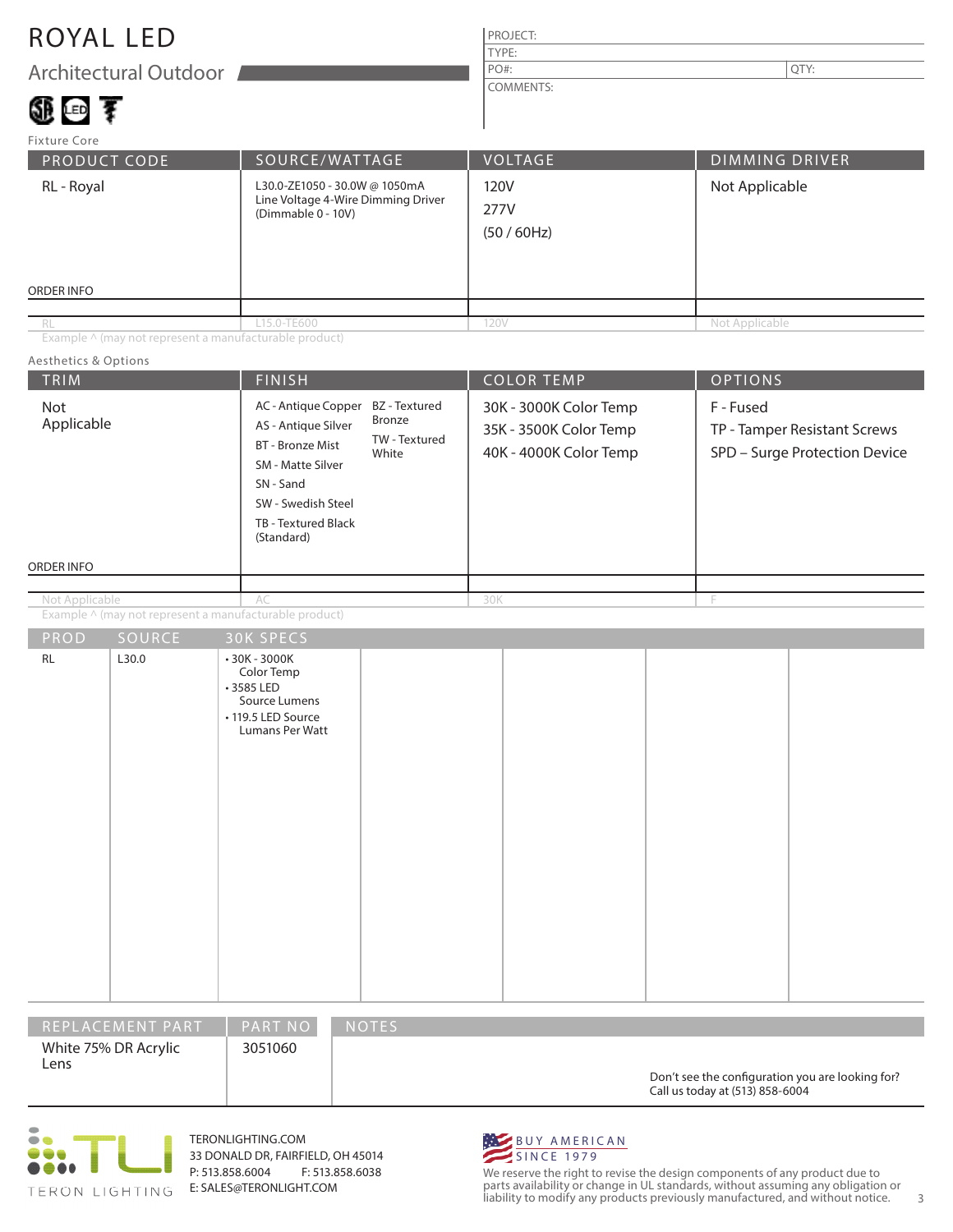# ROYAL LED

## Architectural Outdoor

| PROJECT: | |
|---|---|
| TYPE: | |
| PO#: | QTY: |
| COMMENTS: | |

### Fixture Core

| PRODUCT CODE | SOURCE/WATTAGE | VOLTAGE | DIMMING DRIVER |
|---|---|---|---|
| RL - Royal | L30.0-ZE1050 - 30.0W @ 1050mA Line Voltage 4-Wire Dimming Driver (Dimmable 0 - 10V) | 120V<br>277V<br>(50 / 60Hz) | Not Applicable |
| ORDER INFO | | | |
| RL | L15.0-TE600 | 120V | Not Applicable |

Example ^ (may not represent a manufacturable product)

### Aesthetics & Options

| TRIM | FINISH | COLOR TEMP | OPTIONS |
|---|---|---|---|
| Not Applicable | AC - Antique Copper<br>AS - Antique Silver<br>BT - Bronze Mist<br>SM - Matte Silver<br>SN - Sand<br>SW - Swedish Steel<br>TB - Textured Black (Standard)<br>BZ - Textured Bronze<br>TW - Textured White | 30K - 3000K Color Temp<br>35K - 3500K Color Temp<br>40K - 4000K Color Temp | F - Fused<br>TP - Tamper Resistant Screws<br>SPD – Surge Protection Device |
| ORDER INFO | | | |
| Not Applicable | AC | 30K | F |

Example ^ (may not represent a manufacturable product)

| PROD | SOURCE | 30K SPECS |
|---|---|---|
| RL | L30.0 | • 30K - 3000K Color Temp<br>• 3585 LED Source Lumens<br>• 119.5 LED Source Lumans Per Watt |

| REPLACEMENT PART | PART NO | NOTES |
|---|---|---|
| White 75% DR Acrylic Lens | 3051060 | |

Don't see the configuration you are looking for? Call us today at (513) 858-6004

TERON LIGHTING

TERONLIGHTING.COM
33 DONALD DR, FAIRFIELD, OH 45014
P: 513.858.6004 F: 513.858.6038
E: SALES@TERONLIGHT.COM

BUY AMERICAN SINCE 1979

We reserve the right to revise the design components of any product due to parts availability or change in UL standards, without assuming any obligation or liability to modify any products previously manufactured, and without notice.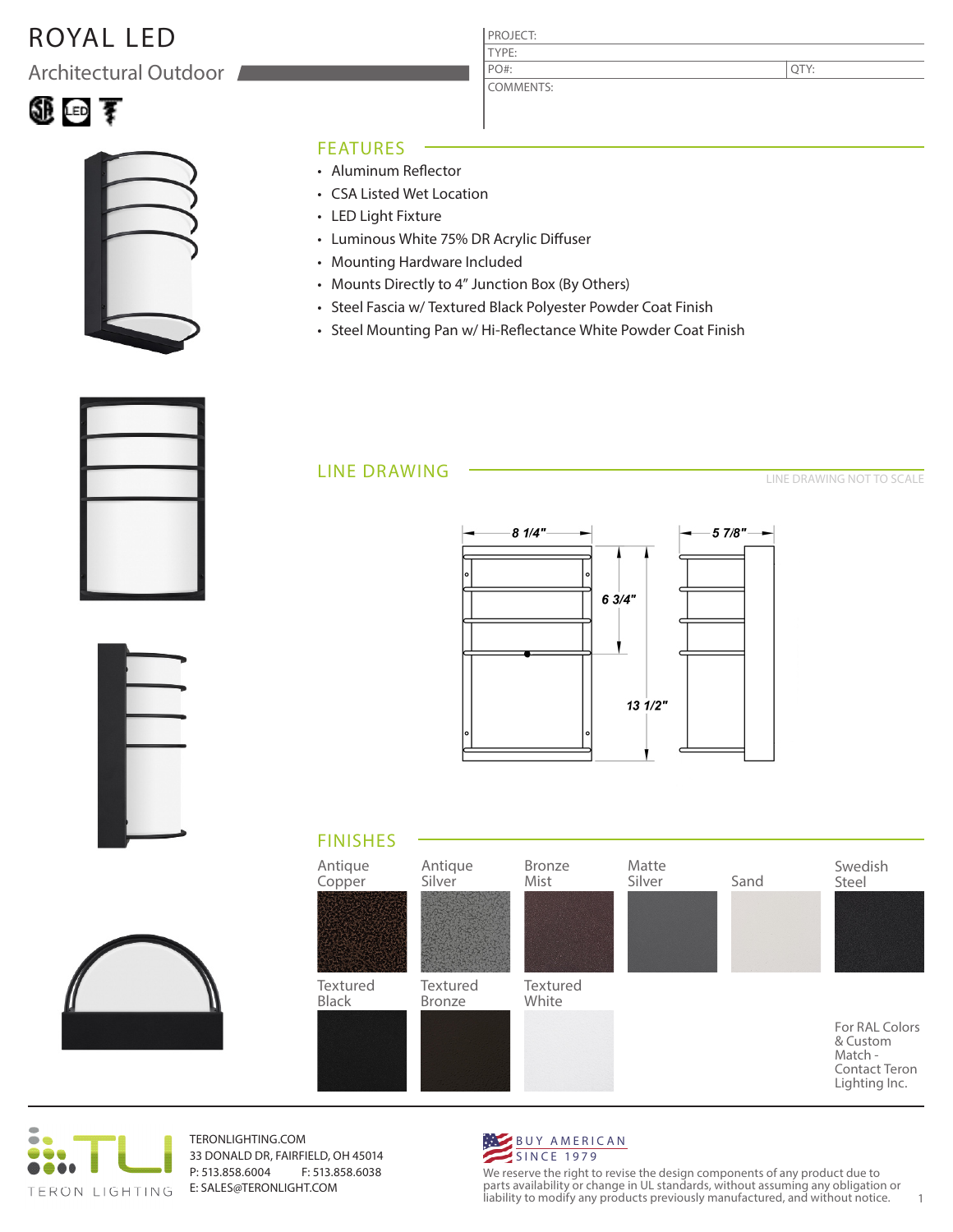# ROYAL LED

Architectural Outdoor

| | |
|---|---|
| PROJECT: | |
| TYPE: | |
| PO#: | QTY: |
| COMMENTS: | |

## FEATURES

- Aluminum Reflector
- CSA Listed Wet Location
- LED Light Fixture
- Luminous White 75% DR Acrylic Diffuser
- Mounting Hardware Included
- Mounts Directly to 4" Junction Box (By Others)
- Steel Fascia w/ Textured Black Polyester Powder Coat Finish
- Steel Mounting Pan w/ Hi-Reflectance White Powder Coat Finish

## LINE DRAWING

LINE DRAWING NOT TO SCALE

8 1/4"
6 3/4"
13 1/2"
5 7/8"

## FINISHES

Antique Copper
Antique Silver
Bronze Mist
Matte Silver
Sand
Swedish Steel
Textured Black
Textured Bronze
Textured White

For RAL Colors & Custom Match - Contact Teron Lighting Inc.

TERON LIGHTING

TERONLIGHTING.COM
33 DONALD DR, FAIRFIELD, OH 45014
P: 513.858.6004 F: 513.858.6038
E: SALES@TERONLIGHT.COM

BUY AMERICAN SINCE 1979

We reserve the right to revise the design components of any product due to parts availability or change in UL standards, without assuming any obligation or liability to modify any products previously manufactured, and without notice.